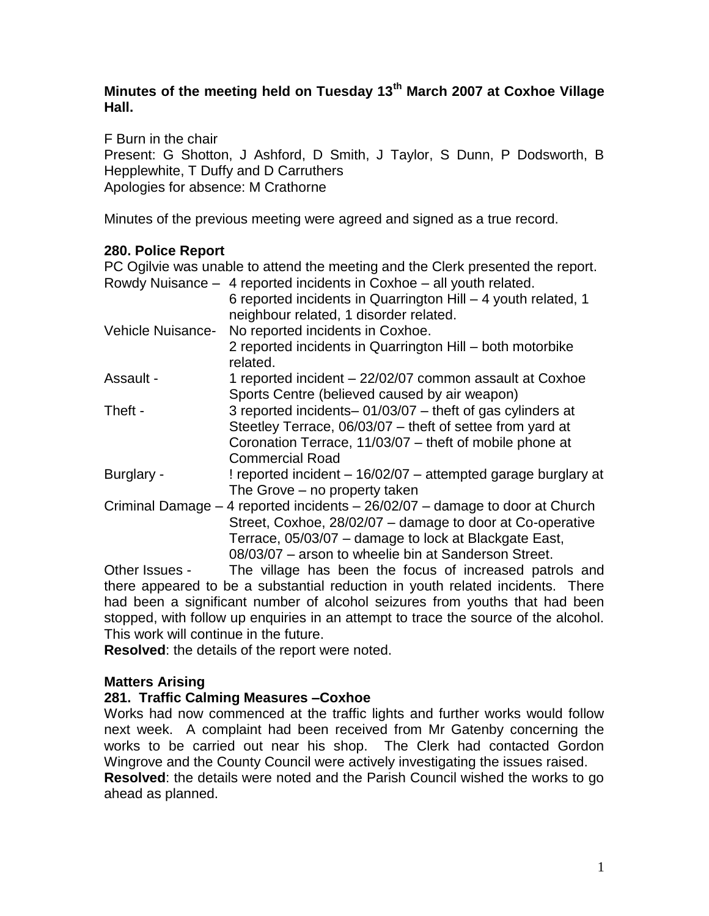**Minutes of the meeting held on Tuesday 13th March 2007 at Coxhoe Village Hall.**

F Burn in the chair
Present: G Shotton, J Ashford, D Smith, J Taylor, S Dunn, P Dodsworth, B Hepplewhite, T Duffy and D Carruthers
Apologies for absence: M Crathorne

Minutes of the previous meeting were agreed and signed as a true record.

**280. Police Report**

PC Ogilvie was unable to attend the meeting and the Clerk presented the report.

Rowdy Nuisance – 4 reported incidents in Coxhoe – all youth related.
6 reported incidents in Quarrington Hill – 4 youth related, 1 neighbour related, 1 disorder related.

Vehicle Nuisance- No reported incidents in Coxhoe.
2 reported incidents in Quarrington Hill – both motorbike related.

Assault - 1 reported incident – 22/02/07 common assault at Coxhoe Sports Centre (believed caused by air weapon)

Theft - 3 reported incidents– 01/03/07 – theft of gas cylinders at Steetley Terrace, 06/03/07 – theft of settee from yard at Coronation Terrace, 11/03/07 – theft of mobile phone at Commercial Road

Burglary - ! reported incident – 16/02/07 – attempted garage burglary at The Grove – no property taken

Criminal Damage – 4 reported incidents – 26/02/07 – damage to door at Church Street, Coxhoe, 28/02/07 – damage to door at Co-operative Terrace, 05/03/07 – damage to lock at Blackgate East, 08/03/07 – arson to wheelie bin at Sanderson Street.

Other Issues - The village has been the focus of increased patrols and there appeared to be a substantial reduction in youth related incidents. There had been a significant number of alcohol seizures from youths that had been stopped, with follow up enquiries in an attempt to trace the source of the alcohol. This work will continue in the future.

**Resolved**: the details of the report were noted.

**Matters Arising**

**281. Traffic Calming Measures –Coxhoe**

Works had now commenced at the traffic lights and further works would follow next week. A complaint had been received from Mr Gatenby concerning the works to be carried out near his shop. The Clerk had contacted Gordon Wingrove and the County Council were actively investigating the issues raised.

**Resolved**: the details were noted and the Parish Council wished the works to go ahead as planned.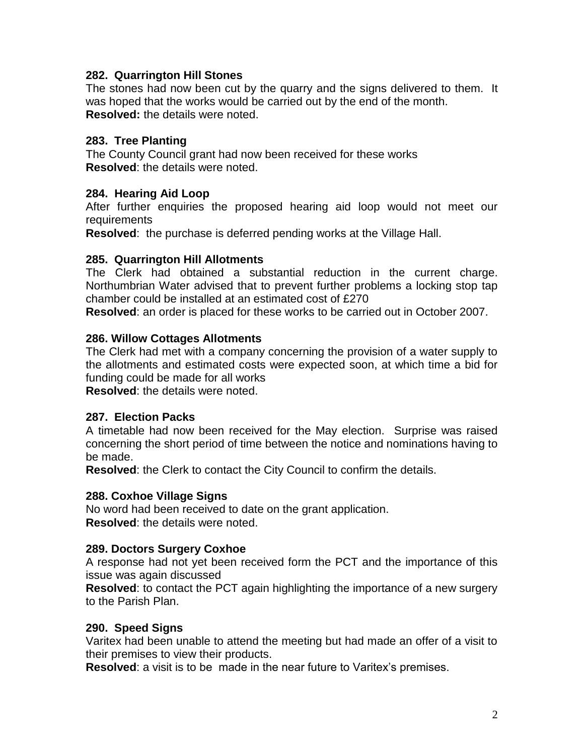### 282. Quarrington Hill Stones

The stones had now been cut by the quarry and the signs delivered to them. It was hoped that the works would be carried out by the end of the month.
**Resolved:** the details were noted.

### 283. Tree Planting

The County Council grant had now been received for these works
**Resolved**: the details were noted.

### 284. Hearing Aid Loop

After further enquiries the proposed hearing aid loop would not meet our requirements
**Resolved**: the purchase is deferred pending works at the Village Hall.

### 285. Quarrington Hill Allotments

The Clerk had obtained a substantial reduction in the current charge. Northumbrian Water advised that to prevent further problems a locking stop tap chamber could be installed at an estimated cost of £270
**Resolved**: an order is placed for these works to be carried out in October 2007.

### 286. Willow Cottages Allotments

The Clerk had met with a company concerning the provision of a water supply to the allotments and estimated costs were expected soon, at which time a bid for funding could be made for all works
**Resolved**: the details were noted.

### 287. Election Packs

A timetable had now been received for the May election. Surprise was raised concerning the short period of time between the notice and nominations having to be made.
**Resolved**: the Clerk to contact the City Council to confirm the details.

### 288. Coxhoe Village Signs

No word had been received to date on the grant application.
**Resolved**: the details were noted.

### 289. Doctors Surgery Coxhoe

A response had not yet been received form the PCT and the importance of this issue was again discussed
**Resolved**: to contact the PCT again highlighting the importance of a new surgery to the Parish Plan.

### 290. Speed Signs

Varitex had been unable to attend the meeting but had made an offer of a visit to their premises to view their products.
**Resolved**: a visit is to be made in the near future to Varitex's premises.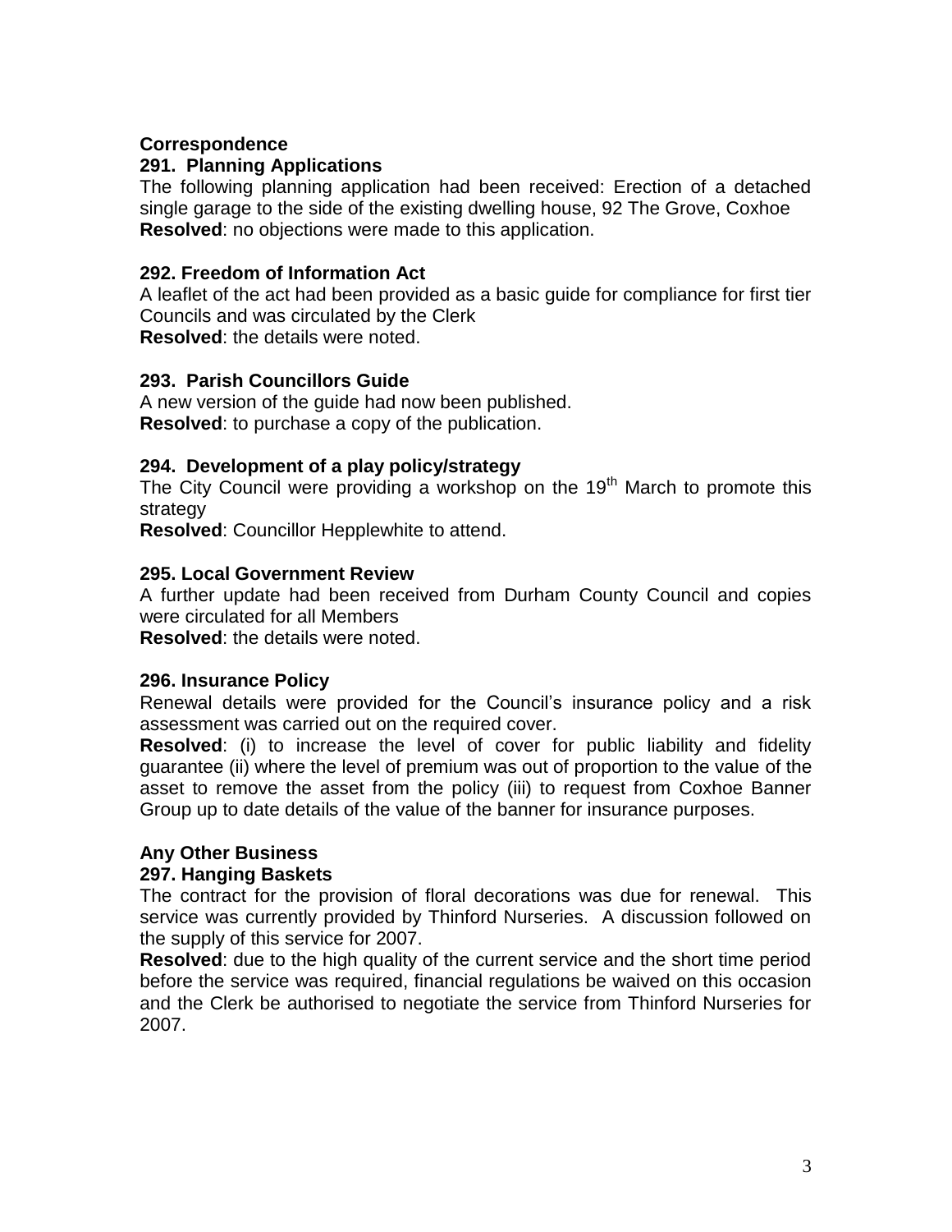**Correspondence**

**291. Planning Applications**

The following planning application had been received: Erection of a detached single garage to the side of the existing dwelling house, 92 The Grove, Coxhoe
**Resolved**: no objections were made to this application.

**292. Freedom of Information Act**

A leaflet of the act had been provided as a basic guide for compliance for first tier Councils and was circulated by the Clerk
**Resolved**: the details were noted.

**293. Parish Councillors Guide**

A new version of the guide had now been published.
**Resolved**: to purchase a copy of the publication.

**294. Development of a play policy/strategy**

The City Council were providing a workshop on the 19th March to promote this strategy
**Resolved**: Councillor Hepplewhite to attend.

**295. Local Government Review**

A further update had been received from Durham County Council and copies were circulated for all Members
**Resolved**: the details were noted.

**296. Insurance Policy**

Renewal details were provided for the Council's insurance policy and a risk assessment was carried out on the required cover.
**Resolved**: (i) to increase the level of cover for public liability and fidelity guarantee (ii) where the level of premium was out of proportion to the value of the asset to remove the asset from the policy (iii) to request from Coxhoe Banner Group up to date details of the value of the banner for insurance purposes.

**Any Other Business**

**297. Hanging Baskets**

The contract for the provision of floral decorations was due for renewal. This service was currently provided by Thinford Nurseries. A discussion followed on the supply of this service for 2007.
**Resolved**: due to the high quality of the current service and the short time period before the service was required, financial regulations be waived on this occasion and the Clerk be authorised to negotiate the service from Thinford Nurseries for 2007.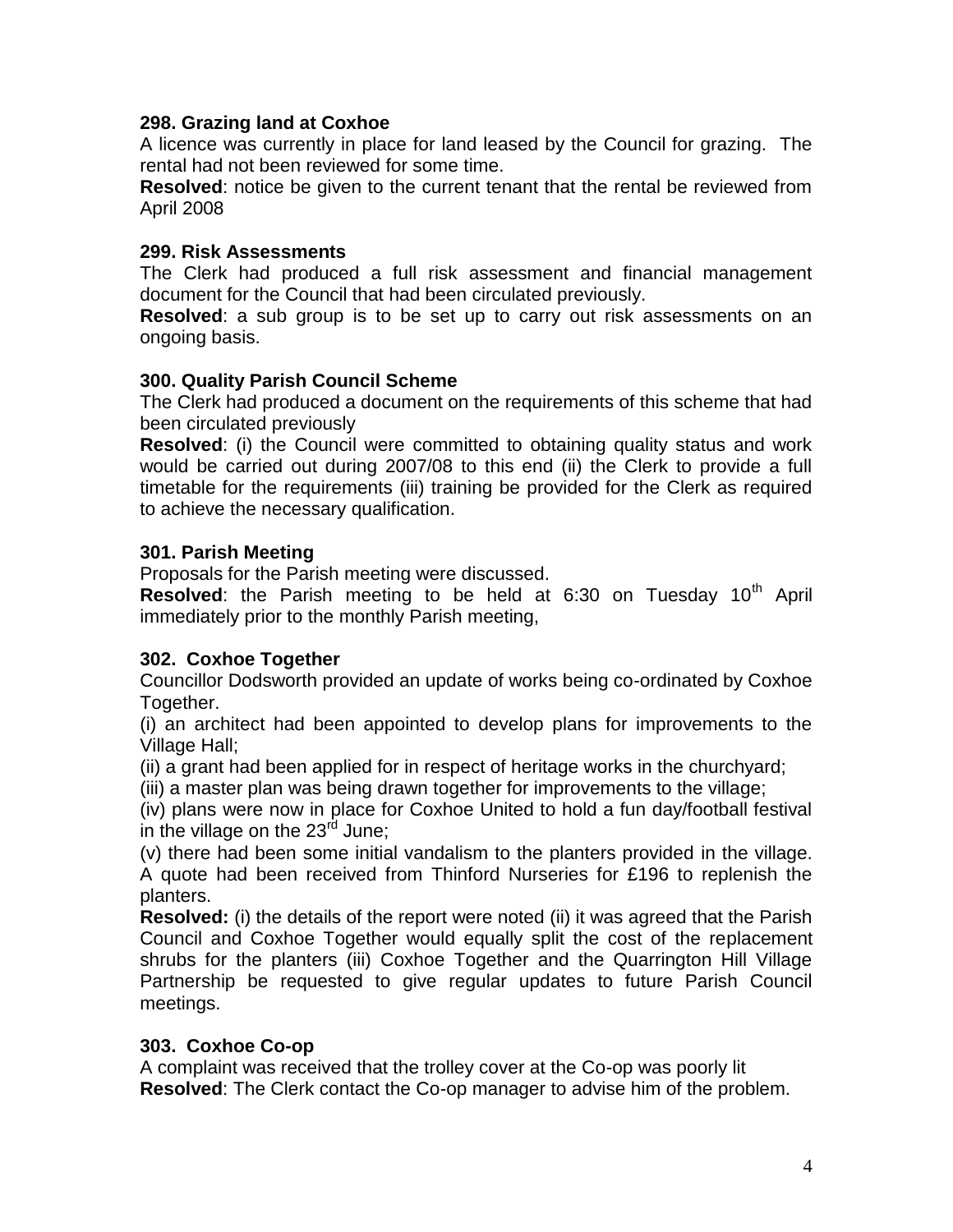### 298. Grazing land at Coxhoe

A licence was currently in place for land leased by the Council for grazing. The rental had not been reviewed for some time.

**Resolved**: notice be given to the current tenant that the rental be reviewed from April 2008

### 299. Risk Assessments

The Clerk had produced a full risk assessment and financial management document for the Council that had been circulated previously.

**Resolved**: a sub group is to be set up to carry out risk assessments on an ongoing basis.

### 300. Quality Parish Council Scheme

The Clerk had produced a document on the requirements of this scheme that had been circulated previously

**Resolved**: (i) the Council were committed to obtaining quality status and work would be carried out during 2007/08 to this end (ii) the Clerk to provide a full timetable for the requirements (iii) training be provided for the Clerk as required to achieve the necessary qualification.

### 301. Parish Meeting

Proposals for the Parish meeting were discussed.

**Resolved**: the Parish meeting to be held at 6:30 on Tuesday 10th April immediately prior to the monthly Parish meeting,

### 302. Coxhoe Together

Councillor Dodsworth provided an update of works being co-ordinated by Coxhoe Together.

(i) an architect had been appointed to develop plans for improvements to the Village Hall;

(ii) a grant had been applied for in respect of heritage works in the churchyard;

(iii) a master plan was being drawn together for improvements to the village;

(iv) plans were now in place for Coxhoe United to hold a fun day/football festival in the village on the 23rd June;

(v) there had been some initial vandalism to the planters provided in the village. A quote had been received from Thinford Nurseries for £196 to replenish the planters.

**Resolved:** (i) the details of the report were noted (ii) it was agreed that the Parish Council and Coxhoe Together would equally split the cost of the replacement shrubs for the planters (iii) Coxhoe Together and the Quarrington Hill Village Partnership be requested to give regular updates to future Parish Council meetings.

### 303. Coxhoe Co-op

A complaint was received that the trolley cover at the Co-op was poorly lit

**Resolved**: The Clerk contact the Co-op manager to advise him of the problem.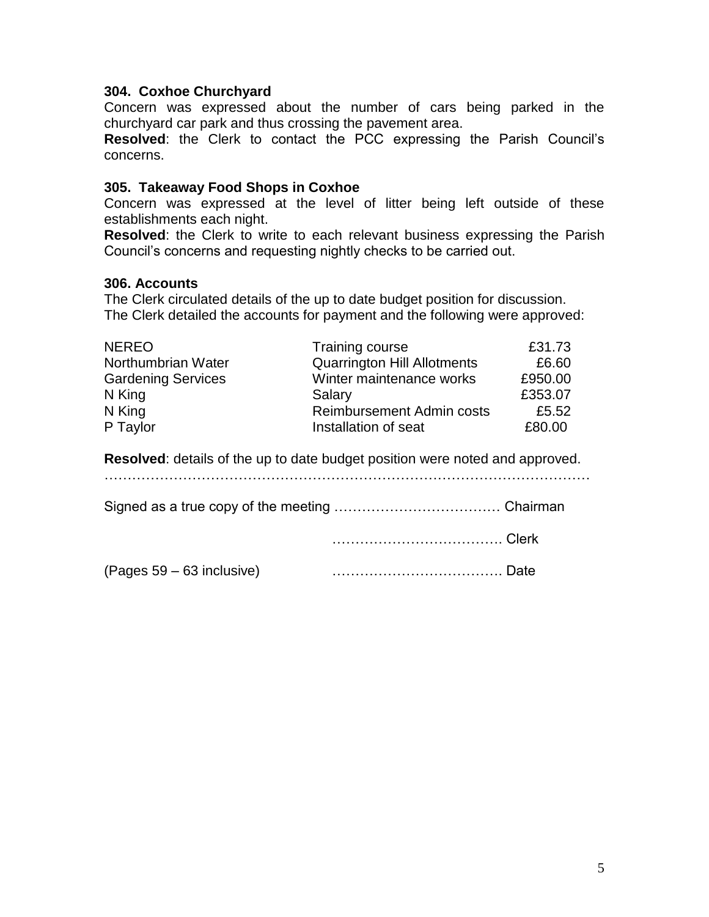### 304. Coxhoe Churchyard

Concern was expressed about the number of cars being parked in the churchyard car park and thus crossing the pavement area.

**Resolved**: the Clerk to contact the PCC expressing the Parish Council's concerns.

### 305. Takeaway Food Shops in Coxhoe

Concern was expressed at the level of litter being left outside of these establishments each night.

**Resolved**: the Clerk to write to each relevant business expressing the Parish Council's concerns and requesting nightly checks to be carried out.

### 306. Accounts

The Clerk circulated details of the up to date budget position for discussion.
The Clerk detailed the accounts for payment and the following were approved:

| | | |
|---|---|---|
| NEREO | Training course | £31.73 |
| Northumbrian Water | Quarrington Hill Allotments | £6.60 |
| Gardening Services | Winter maintenance works | £950.00 |
| N King | Salary | £353.07 |
| N King | Reimbursement Admin costs | £5.52 |
| P Taylor | Installation of seat | £80.00 |

**Resolved**: details of the up to date budget position were noted and approved.

…………………………………………………………………………………………

Signed as a true copy of the meeting ……………………………… Chairman

………………………………. Clerk

(Pages 59 – 63 inclusive) ………………………………. Date